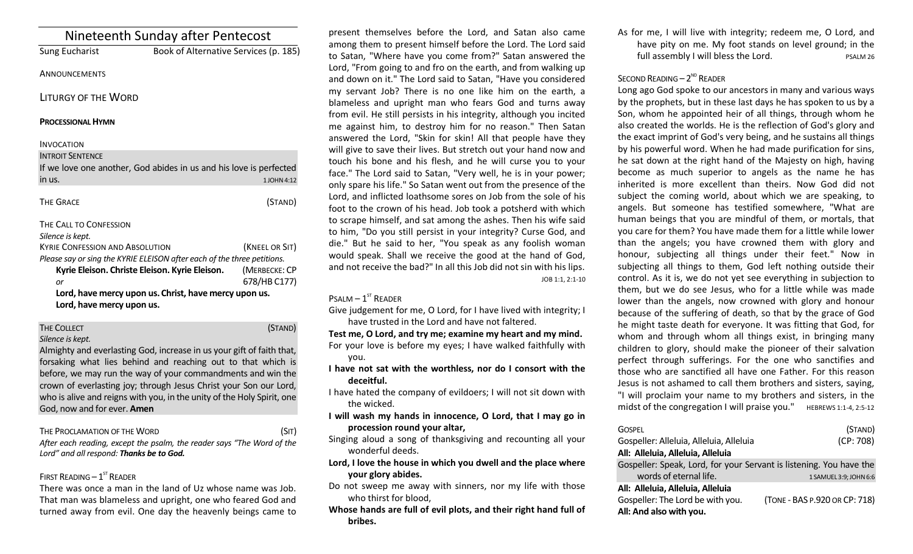# Nineteenth Sunday after Pentecost

Sung Eucharist — Book of Alternative Services (p. 185)

ANNOUNCEMENTS

## LITURGY OF THE WORD

**PROCESSIONAL HYMN**

INVOCATION

INTROIT SENTENCE

If we love one another, God abides in us and his love is perfected in us. *1 JOHN 4:12*

THE GRACE (STAND)

THE CALL TO CONFESSION

*Silence is kept.*

KYRIE CONFESSION AND ABSOLUTION (KNEEL OR SIT)

*Please say or sing the KYRIE ELEISON after each of the three petitions.*

**Kyrie Eleison. Christe Eleison. Kyrie Eleison.** (MERBECKE: CP 678/HB C177)

*or*

**Lord, have mercy upon us. Christ, have mercy upon us. Lord, have mercy upon us.**

THE COLLECT (STAND)

*Silence is kept.*

Almighty and everlasting God, increase in us your gift of faith that, forsaking what lies behind and reaching out to that which is before, we may run the way of your commandments and win the crown of everlasting joy; through Jesus Christ your Son our Lord, who is alive and reigns with you, in the unity of the Holy Spirit, one God, now and for ever. **Amen**

THE PROCLAMATION OF THE WORD (SIT)

*After each reading, except the psalm, the reader says "The Word of the Lord" and all respond:* ***Thanks be to God.***

FIRST READING – 1ST READER

There was once a man in the land of Uz whose name was Job. That man was blameless and upright, one who feared God and turned away from evil. One day the heavenly beings came to present themselves before the Lord, and Satan also came among them to present himself before the Lord. The Lord said to Satan, "Where have you come from?" Satan answered the Lord, "From going to and fro on the earth, and from walking up and down on it." The Lord said to Satan, "Have you considered my servant Job? There is no one like him on the earth, a blameless and upright man who fears God and turns away from evil. He still persists in his integrity, although you incited me against him, to destroy him for no reason." Then Satan answered the Lord, "Skin for skin! All that people have they will give to save their lives. But stretch out your hand now and touch his bone and his flesh, and he will curse you to your face." The Lord said to Satan, "Very well, he is in your power; only spare his life." So Satan went out from the presence of the Lord, and inflicted loathsome sores on Job from the sole of his foot to the crown of his head. Job took a potsherd with which to scrape himself, and sat among the ashes. Then his wife said to him, "Do you still persist in your integrity? Curse God, and die." But he said to her, "You speak as any foolish woman would speak. Shall we receive the good at the hand of God, and not receive the bad?" In all this Job did not sin with his lips. *JOB 1:1, 2:1-10*

PSALM – 1ST READER

Give judgement for me, O Lord, for I have lived with integrity; I have trusted in the Lord and have not faltered.

**Test me, O Lord, and try me; examine my heart and my mind.**

For your love is before my eyes; I have walked faithfully with you.

**I have not sat with the worthless, nor do I consort with the deceitful.**

I have hated the company of evildoers; I will not sit down with the wicked.

**I will wash my hands in innocence, O Lord, that I may go in procession round your altar,**

Singing aloud a song of thanksgiving and recounting all your wonderful deeds.

**Lord, I love the house in which you dwell and the place where your glory abides.**

Do not sweep me away with sinners, nor my life with those who thirst for blood,

**Whose hands are full of evil plots, and their right hand full of bribes.**

As for me, I will live with integrity; redeem me, O Lord, and have pity on me. My foot stands on level ground; in the full assembly I will bless the Lord. *PSALM 26*

SECOND READING – 2ND READER

Long ago God spoke to our ancestors in many and various ways by the prophets, but in these last days he has spoken to us by a Son, whom he appointed heir of all things, through whom he also created the worlds. He is the reflection of God's glory and the exact imprint of God's very being, and he sustains all things by his powerful word. When he had made purification for sins, he sat down at the right hand of the Majesty on high, having become as much superior to angels as the name he has inherited is more excellent than theirs. Now God did not subject the coming world, about which we are speaking, to angels. But someone has testified somewhere, "What are human beings that you are mindful of them, or mortals, that you care for them? You have made them for a little while lower than the angels; you have crowned them with glory and honour, subjecting all things under their feet." Now in subjecting all things to them, God left nothing outside their control. As it is, we do not yet see everything in subjection to them, but we do see Jesus, who for a little while was made lower than the angels, now crowned with glory and honour because of the suffering of death, so that by the grace of God he might taste death for everyone. It was fitting that God, for whom and through whom all things exist, in bringing many children to glory, should make the pioneer of their salvation perfect through sufferings. For the one who sanctifies and those who are sanctified all have one Father. For this reason Jesus is not ashamed to call them brothers and sisters, saying, "I will proclaim your name to my brothers and sisters, in the midst of the congregation I will praise you." *HEBREWS 1:1-4, 2:5-12*

GOSPEL (STAND)

Gospeller: Alleluia, Alleluia, Alleluia (CP: 708)

**All: Alleluia, Alleluia, Alleluia**

Gospeller: Speak, Lord, for your Servant is listening. You have the words of eternal life. *1 SAMUEL 3:9; JOHN 6:6*

**All: Alleluia, Alleluia, Alleluia**

Gospeller: The Lord be with you. (TONE - BAS P.920 OR CP: 718)

**All: And also with you.**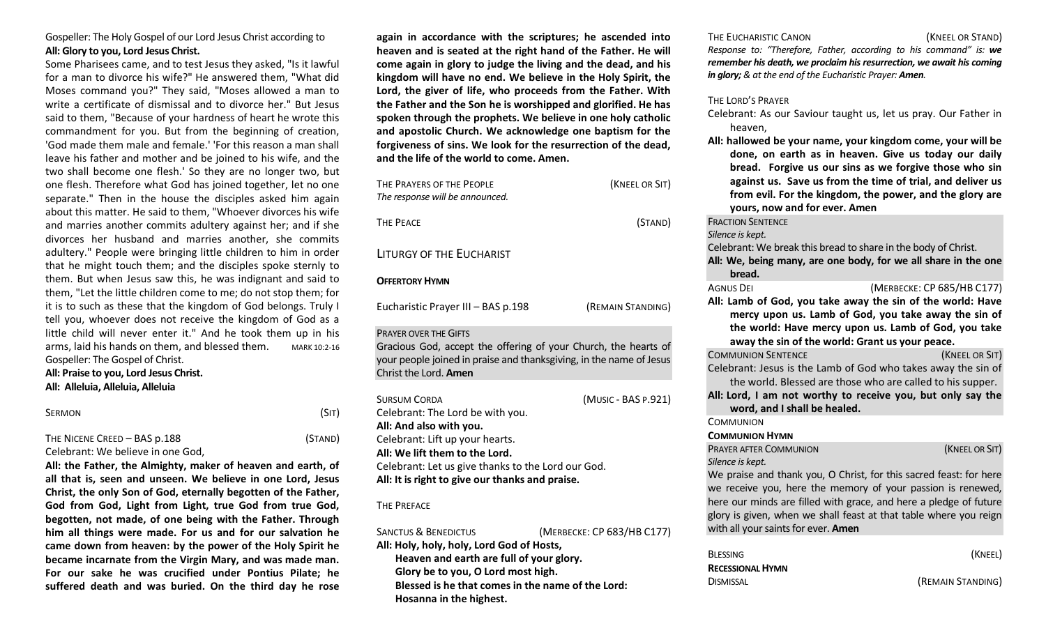Gospeller: The Holy Gospel of our Lord Jesus Christ according to

**All: Glory to you, Lord Jesus Christ.**

Some Pharisees came, and to test Jesus they asked, "Is it lawful for a man to divorce his wife?" He answered them, "What did Moses command you?" They said, "Moses allowed a man to write a certificate of dismissal and to divorce her." But Jesus said to them, "Because of your hardness of heart he wrote this commandment for you. But from the beginning of creation, 'God made them male and female.' 'For this reason a man shall leave his father and mother and be joined to his wife, and the two shall become one flesh.' So they are no longer two, but one flesh. Therefore what God has joined together, let no one separate." Then in the house the disciples asked him again about this matter. He said to them, "Whoever divorces his wife and marries another commits adultery against her; and if she divorces her husband and marries another, she commits adultery." People were bringing little children to him in order that he might touch them; and the disciples spoke sternly to them. But when Jesus saw this, he was indignant and said to them, "Let the little children come to me; do not stop them; for it is to such as these that the kingdom of God belongs. Truly I tell you, whoever does not receive the kingdom of God as a little child will never enter it." And he took them up in his arms, laid his hands on them, and blessed them. MARK 10:2-16

Gospeller: The Gospel of Christ.

**All: Praise to you, Lord Jesus Christ.**

**All: Alleluia, Alleluia, Alleluia**

SERMON (SIT)

THE NICENE CREED – BAS p.188 (STAND)

Celebrant: We believe in one God,

**All: the Father, the Almighty, maker of heaven and earth, of all that is, seen and unseen. We believe in one Lord, Jesus Christ, the only Son of God, eternally begotten of the Father, God from God, Light from Light, true God from true God, begotten, not made, of one being with the Father. Through him all things were made. For us and for our salvation he came down from heaven: by the power of the Holy Spirit he became incarnate from the Virgin Mary, and was made man. For our sake he was crucified under Pontius Pilate; he suffered death and was buried. On the third day he rose again in accordance with the scriptures; he ascended into heaven and is seated at the right hand of the Father. He will come again in glory to judge the living and the dead, and his kingdom will have no end. We believe in the Holy Spirit, the Lord, the giver of life, who proceeds from the Father. With the Father and the Son he is worshipped and glorified. He has spoken through the prophets. We believe in one holy catholic and apostolic Church. We acknowledge one baptism for the forgiveness of sins. We look for the resurrection of the dead, and the life of the world to come. Amen.**

THE PRAYERS OF THE PEOPLE (KNEEL OR SIT)

*The response will be announced.*

THE PEACE (STAND)

## LITURGY OF THE EUCHARIST

**OFFERTORY HYMN**

Eucharistic Prayer III – BAS p.198 (REMAIN STANDING)

PRAYER OVER THE GIFTS

Gracious God, accept the offering of your Church, the hearts of your people joined in praise and thanksgiving, in the name of Jesus Christ the Lord. **Amen**

SURSUM CORDA (MUSIC - BAS P.921)

Celebrant: The Lord be with you.

**All: And also with you.**

Celebrant: Lift up your hearts.

**All: We lift them to the Lord.**

Celebrant: Let us give thanks to the Lord our God.

**All: It is right to give our thanks and praise.**

THE PREFACE

SANCTUS & BENEDICTUS (MERBECKE: CP 683/HB C177)

**All: Holy, holy, holy, Lord God of Hosts,**
**Heaven and earth are full of your glory.**
**Glory be to you, O Lord most high.**
**Blessed is he that comes in the name of the Lord:**
**Hosanna in the highest.**

THE EUCHARISTIC CANON (KNEEL OR STAND)

*Response to: "Therefore, Father, according to his command" is:* ***we remember his death, we proclaim his resurrection, we await his coming in glory;*** *& at the end of the Eucharistic Prayer:* ***Amen****.*

THE LORD'S PRAYER

Celebrant: As our Saviour taught us, let us pray. Our Father in heaven,

**All: hallowed be your name, your kingdom come, your will be done, on earth as in heaven. Give us today our daily bread. Forgive us our sins as we forgive those who sin against us. Save us from the time of trial, and deliver us from evil. For the kingdom, the power, and the glory are yours, now and for ever. Amen**

FRACTION SENTENCE

*Silence is kept.*

Celebrant: We break this bread to share in the body of Christ.

**All: We, being many, are one body, for we all share in the one bread.**

AGNUS DEI (MERBECKE: CP 685/HB C177)

**All: Lamb of God, you take away the sin of the world: Have mercy upon us. Lamb of God, you take away the sin of the world: Have mercy upon us. Lamb of God, you take away the sin of the world: Grant us your peace.**

COMMUNION SENTENCE (KNEEL OR SIT)

Celebrant: Jesus is the Lamb of God who takes away the sin of the world. Blessed are those who are called to his supper.

**All: Lord, I am not worthy to receive you, but only say the word, and I shall be healed.**

COMMUNION

**COMMUNION HYMN**

PRAYER AFTER COMMUNION (KNEEL OR SIT)

*Silence is kept.*

We praise and thank you, O Christ, for this sacred feast: for here we receive you, here the memory of your passion is renewed, here our minds are filled with grace, and here a pledge of future glory is given, when we shall feast at that table where you reign with all your saints for ever. **Amen**

BLESSING (KNEEL)

**RECESSIONAL HYMN**

DISMISSAL (REMAIN STANDING)